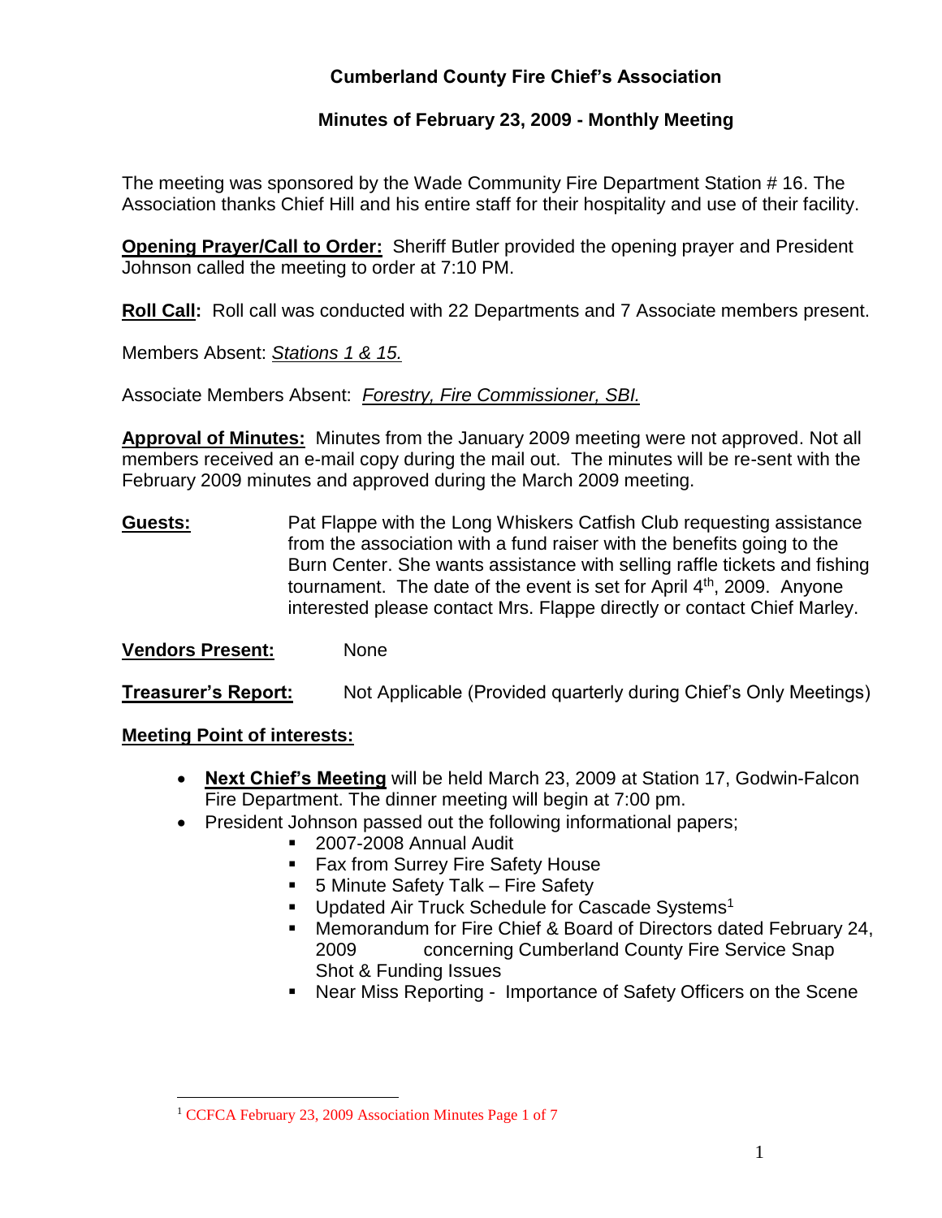# Cumberland County Fire Chief's Association

## Minutes of February 23, 2009 - Monthly Meeting

The meeting was sponsored by the Wade Community Fire Department Station # 16. The Association thanks Chief Hill and his entire staff for their hospitality and use of their facility.

**Opening Prayer/Call to Order:** Sheriff Butler provided the opening prayer and President Johnson called the meeting to order at 7:10 PM.

**Roll Call:** Roll call was conducted with 22 Departments and 7 Associate members present.

Members Absent: *Stations 1 & 15.*

Associate Members Absent: *Forestry, Fire Commissioner, SBI.*

**Approval of Minutes:** Minutes from the January 2009 meeting were not approved. Not all members received an e-mail copy during the mail out. The minutes will be re-sent with the February 2009 minutes and approved during the March 2009 meeting.

**Guests:** Pat Flappe with the Long Whiskers Catfish Club requesting assistance from the association with a fund raiser with the benefits going to the Burn Center. She wants assistance with selling raffle tickets and fishing tournament. The date of the event is set for April 4th, 2009. Anyone interested please contact Mrs. Flappe directly or contact Chief Marley.

**Vendors Present:** None

**Treasurer's Report:** Not Applicable (Provided quarterly during Chief's Only Meetings)

**Meeting Point of interests:**

- **Next Chief's Meeting** will be held March 23, 2009 at Station 17, Godwin-Falcon Fire Department. The dinner meeting will begin at 7:00 pm.
- President Johnson passed out the following informational papers;
  - 2007-2008 Annual Audit
  - Fax from Surrey Fire Safety House
  - 5 Minute Safety Talk – Fire Safety
  - Updated Air Truck Schedule for Cascade Systems[1]
  - Memorandum for Fire Chief & Board of Directors dated February 24, 2009 concerning Cumberland County Fire Service Snap Shot & Funding Issues
  - Near Miss Reporting - Importance of Safety Officers on the Scene

[1] CCFCA February 23, 2009 Association Minutes Page 1 of 7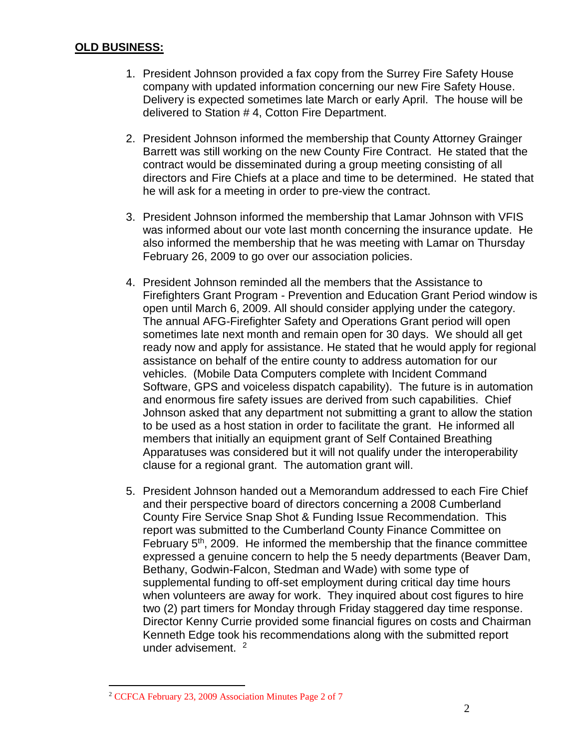## **OLD BUSINESS:**

1. President Johnson provided a fax copy from the Surrey Fire Safety House company with updated information concerning our new Fire Safety House. Delivery is expected sometimes late March or early April. The house will be delivered to Station # 4, Cotton Fire Department.

2. President Johnson informed the membership that County Attorney Grainger Barrett was still working on the new County Fire Contract. He stated that the contract would be disseminated during a group meeting consisting of all directors and Fire Chiefs at a place and time to be determined. He stated that he will ask for a meeting in order to pre-view the contract.

3. President Johnson informed the membership that Lamar Johnson with VFIS was informed about our vote last month concerning the insurance update. He also informed the membership that he was meeting with Lamar on Thursday February 26, 2009 to go over our association policies.

4. President Johnson reminded all the members that the Assistance to Firefighters Grant Program - Prevention and Education Grant Period window is open until March 6, 2009. All should consider applying under the category. The annual AFG-Firefighter Safety and Operations Grant period will open sometimes late next month and remain open for 30 days. We should all get ready now and apply for assistance. He stated that he would apply for regional assistance on behalf of the entire county to address automation for our vehicles. (Mobile Data Computers complete with Incident Command Software, GPS and voiceless dispatch capability). The future is in automation and enormous fire safety issues are derived from such capabilities. Chief Johnson asked that any department not submitting a grant to allow the station to be used as a host station in order to facilitate the grant. He informed all members that initially an equipment grant of Self Contained Breathing Apparatuses was considered but it will not qualify under the interoperability clause for a regional grant. The automation grant will.

5. President Johnson handed out a Memorandum addressed to each Fire Chief and their perspective board of directors concerning a 2008 Cumberland County Fire Service Snap Shot & Funding Issue Recommendation. This report was submitted to the Cumberland County Finance Committee on February 5th, 2009. He informed the membership that the finance committee expressed a genuine concern to help the 5 needy departments (Beaver Dam, Bethany, Godwin-Falcon, Stedman and Wade) with some type of supplemental funding to off-set employment during critical day time hours when volunteers are away for work. They inquired about cost figures to hire two (2) part timers for Monday through Friday staggered day time response. Director Kenny Currie provided some financial figures on costs and Chairman Kenneth Edge took his recommendations along with the submitted report under advisement. [2]

[2] CCFCA February 23, 2009 Association Minutes Page 2 of 7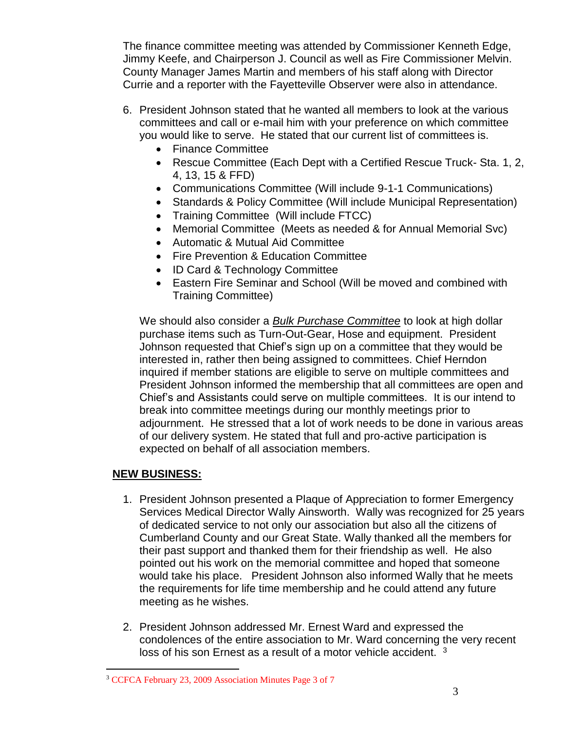The finance committee meeting was attended by Commissioner Kenneth Edge, Jimmy Keefe, and Chairperson J. Council as well as Fire Commissioner Melvin. County Manager James Martin and members of his staff along with Director Currie and a reporter with the Fayetteville Observer were also in attendance.

6. President Johnson stated that he wanted all members to look at the various committees and call or e-mail him with your preference on which committee you would like to serve. He stated that our current list of committees is.
   - Finance Committee
   - Rescue Committee (Each Dept with a Certified Rescue Truck- Sta. 1, 2, 4, 13, 15 & FFD)
   - Communications Committee (Will include 9-1-1 Communications)
   - Standards & Policy Committee (Will include Municipal Representation)
   - Training Committee (Will include FTCC)
   - Memorial Committee (Meets as needed & for Annual Memorial Svc)
   - Automatic & Mutual Aid Committee
   - Fire Prevention & Education Committee
   - ID Card & Technology Committee
   - Eastern Fire Seminar and School (Will be moved and combined with Training Committee)

   We should also consider a ***Bulk Purchase Committee*** to look at high dollar purchase items such as Turn-Out-Gear, Hose and equipment. President Johnson requested that Chief's sign up on a committee that they would be interested in, rather then being assigned to committees. Chief Herndon inquired if member stations are eligible to serve on multiple committees and President Johnson informed the membership that all committees are open and Chief's and Assistants could serve on multiple committees. It is our intend to break into committee meetings during our monthly meetings prior to adjournment. He stressed that a lot of work needs to be done in various areas of our delivery system. He stated that full and pro-active participation is expected on behalf of all association members.

## NEW BUSINESS:

1. President Johnson presented a Plaque of Appreciation to former Emergency Services Medical Director Wally Ainsworth. Wally was recognized for 25 years of dedicated service to not only our association but also all the citizens of Cumberland County and our Great State. Wally thanked all the members for their past support and thanked them for their friendship as well. He also pointed out his work on the memorial committee and hoped that someone would take his place. President Johnson also informed Wally that he meets the requirements for life time membership and he could attend any future meeting as he wishes.

2. President Johnson addressed Mr. Ernest Ward and expressed the condolences of the entire association to Mr. Ward concerning the very recent loss of his son Ernest as a result of a motor vehicle accident. [3]

[3] CCFCA February 23, 2009 Association Minutes Page 3 of 7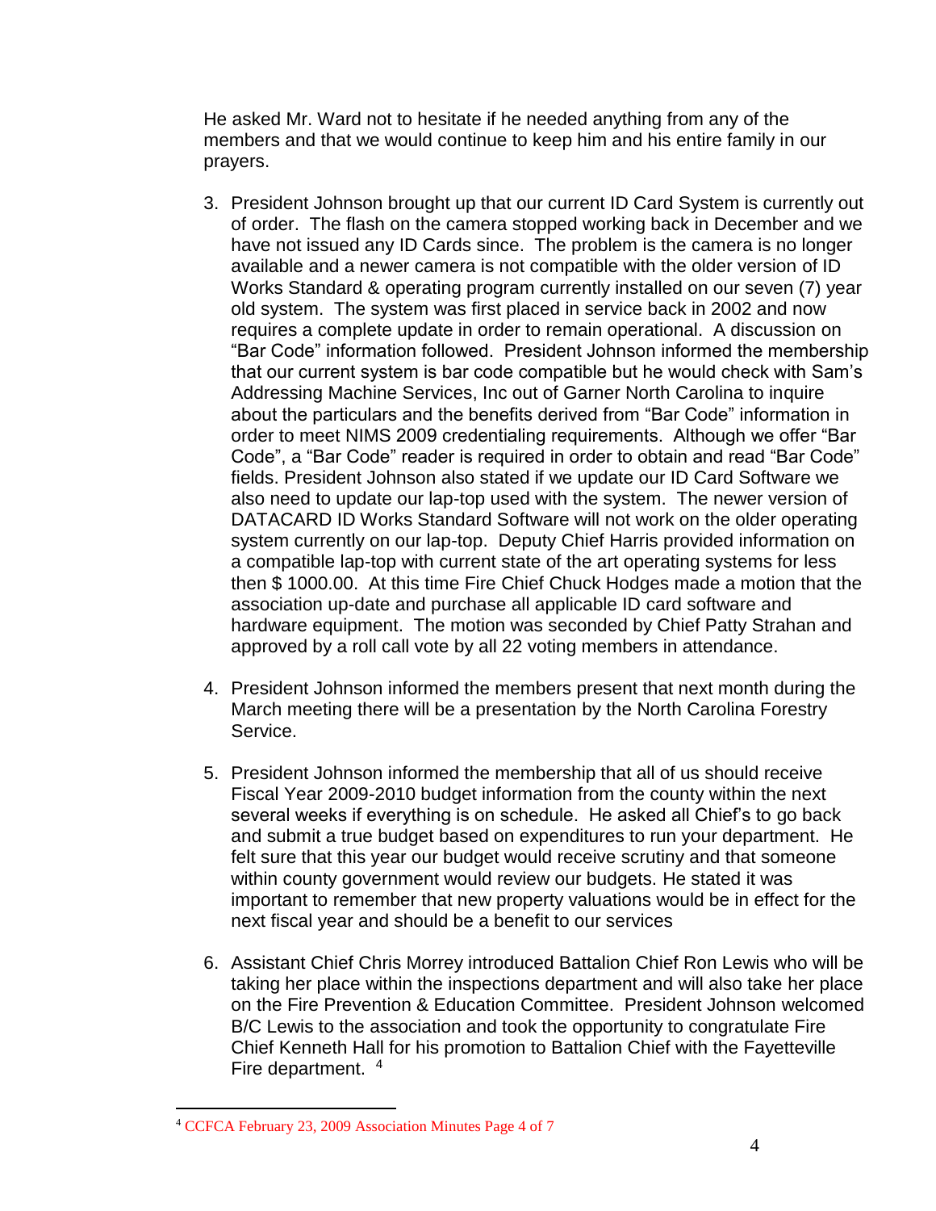He asked Mr. Ward not to hesitate if he needed anything from any of the members and that we would continue to keep him and his entire family in our prayers.

3. President Johnson brought up that our current ID Card System is currently out of order. The flash on the camera stopped working back in December and we have not issued any ID Cards since. The problem is the camera is no longer available and a newer camera is not compatible with the older version of ID Works Standard & operating program currently installed on our seven (7) year old system. The system was first placed in service back in 2002 and now requires a complete update in order to remain operational. A discussion on "Bar Code" information followed. President Johnson informed the membership that our current system is bar code compatible but he would check with Sam's Addressing Machine Services, Inc out of Garner North Carolina to inquire about the particulars and the benefits derived from "Bar Code" information in order to meet NIMS 2009 credentialing requirements. Although we offer "Bar Code", a "Bar Code" reader is required in order to obtain and read "Bar Code" fields. President Johnson also stated if we update our ID Card Software we also need to update our lap-top used with the system. The newer version of DATACARD ID Works Standard Software will not work on the older operating system currently on our lap-top. Deputy Chief Harris provided information on a compatible lap-top with current state of the art operating systems for less then $ 1000.00. At this time Fire Chief Chuck Hodges made a motion that the association up-date and purchase all applicable ID card software and hardware equipment. The motion was seconded by Chief Patty Strahan and approved by a roll call vote by all 22 voting members in attendance.

4. President Johnson informed the members present that next month during the March meeting there will be a presentation by the North Carolina Forestry Service.

5. President Johnson informed the membership that all of us should receive Fiscal Year 2009-2010 budget information from the county within the next several weeks if everything is on schedule. He asked all Chief's to go back and submit a true budget based on expenditures to run your department. He felt sure that this year our budget would receive scrutiny and that someone within county government would review our budgets. He stated it was important to remember that new property valuations would be in effect for the next fiscal year and should be a benefit to our services

6. Assistant Chief Chris Morrey introduced Battalion Chief Ron Lewis who will be taking her place within the inspections department and will also take her place on the Fire Prevention & Education Committee. President Johnson welcomed B/C Lewis to the association and took the opportunity to congratulate Fire Chief Kenneth Hall for his promotion to Battalion Chief with the Fayetteville Fire department. [4]

[4] CCFCA February 23, 2009 Association Minutes Page 4 of 7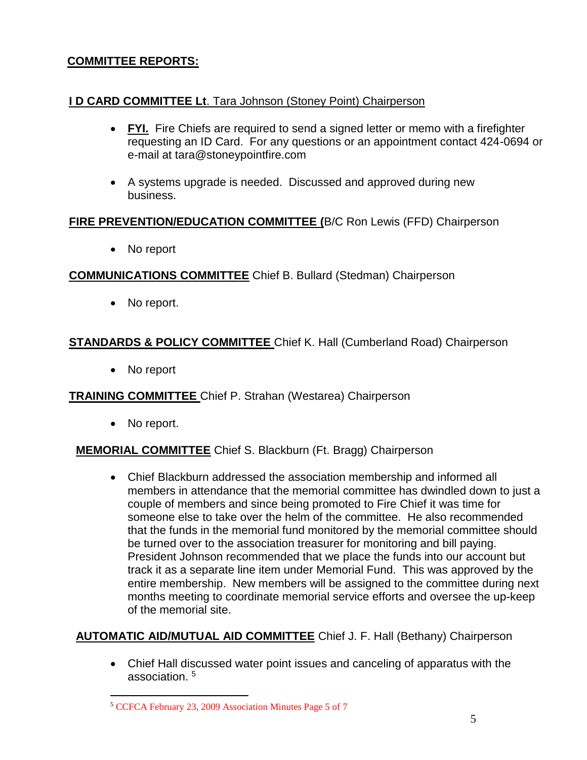## COMMITTEE REPORTS:

**I D CARD COMMITTEE Lt**. Tara Johnson (Stoney Point) Chairperson

- **FYI.** Fire Chiefs are required to send a signed letter or memo with a firefighter requesting an ID Card. For any questions or an appointment contact 424-0694 or e-mail at tara@stoneypointfire.com
- A systems upgrade is needed. Discussed and approved during new business.

**FIRE PREVENTION/EDUCATION COMMITTEE (**B/C Ron Lewis (FFD) Chairperson

- No report

**COMMUNICATIONS COMMITTEE** Chief B. Bullard (Stedman) Chairperson

- No report.

**STANDARDS & POLICY COMMITTEE** Chief K. Hall (Cumberland Road) Chairperson

- No report

**TRAINING COMMITTEE** Chief P. Strahan (Westarea) Chairperson

- No report.

**MEMORIAL COMMITTEE** Chief S. Blackburn (Ft. Bragg) Chairperson

- Chief Blackburn addressed the association membership and informed all members in attendance that the memorial committee has dwindled down to just a couple of members and since being promoted to Fire Chief it was time for someone else to take over the helm of the committee. He also recommended that the funds in the memorial fund monitored by the memorial committee should be turned over to the association treasurer for monitoring and bill paying. President Johnson recommended that we place the funds into our account but track it as a separate line item under Memorial Fund. This was approved by the entire membership. New members will be assigned to the committee during next months meeting to coordinate memorial service efforts and oversee the up-keep of the memorial site.

**AUTOMATIC AID/MUTUAL AID COMMITTEE** Chief J. F. Hall (Bethany) Chairperson

- Chief Hall discussed water point issues and canceling of apparatus with the association. [5]

[5] CCFCA February 23, 2009 Association Minutes Page 5 of 7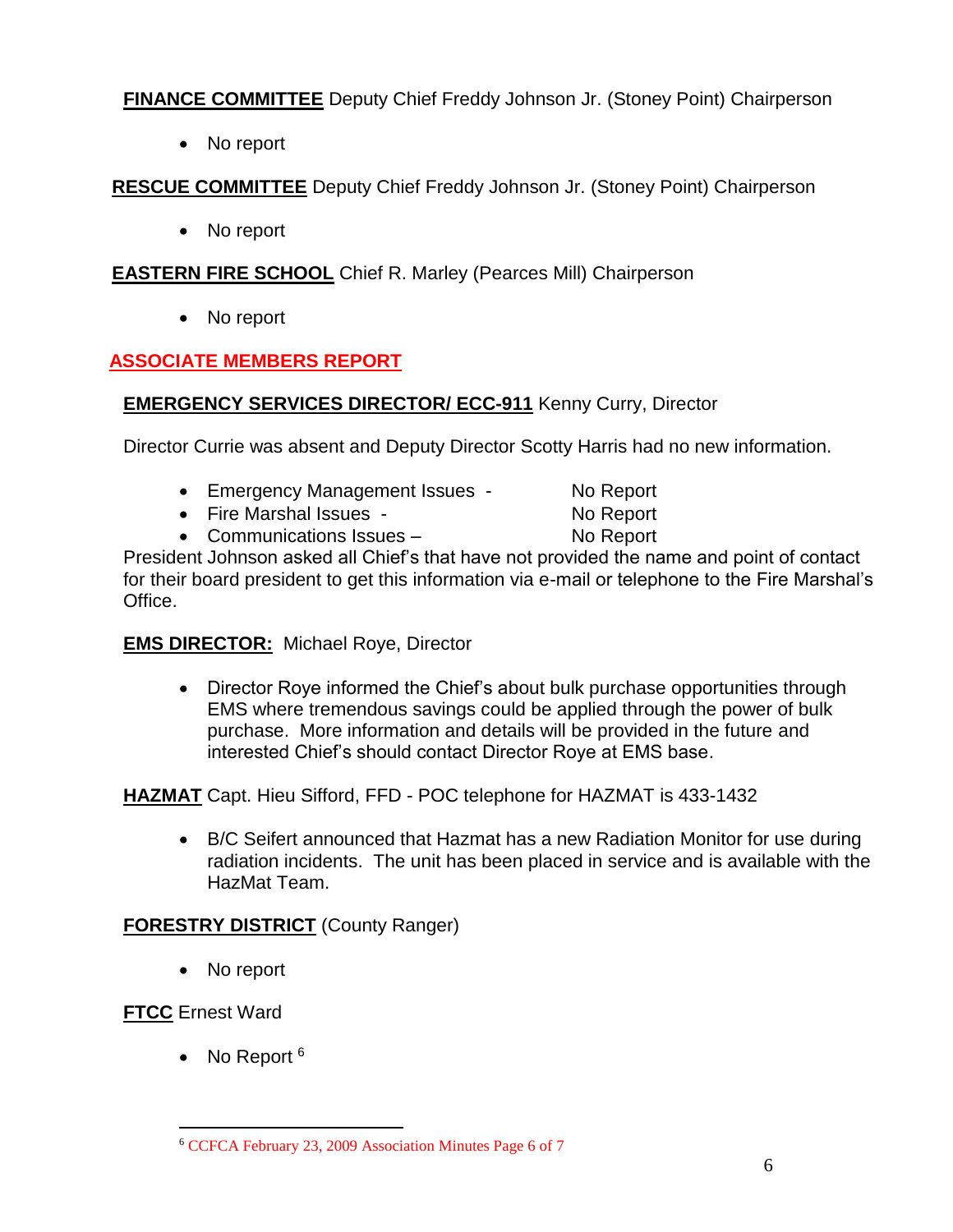**FINANCE COMMITTEE** Deputy Chief Freddy Johnson Jr. (Stoney Point) Chairperson

- No report

**RESCUE COMMITTEE** Deputy Chief Freddy Johnson Jr. (Stoney Point) Chairperson

- No report

**EASTERN FIRE SCHOOL** Chief R. Marley (Pearces Mill) Chairperson

- No report

## ASSOCIATE MEMBERS REPORT

**EMERGENCY SERVICES DIRECTOR/ ECC-911** Kenny Curry, Director

Director Currie was absent and Deputy Director Scotty Harris had no new information.

- Emergency Management Issues - No Report
- Fire Marshal Issues - No Report
- Communications Issues – No Report

President Johnson asked all Chief's that have not provided the name and point of contact for their board president to get this information via e-mail or telephone to the Fire Marshal's Office.

**EMS DIRECTOR:** Michael Roye, Director

- Director Roye informed the Chief's about bulk purchase opportunities through EMS where tremendous savings could be applied through the power of bulk purchase. More information and details will be provided in the future and interested Chief's should contact Director Roye at EMS base.

**HAZMAT** Capt. Hieu Sifford, FFD - POC telephone for HAZMAT is 433-1432

- B/C Seifert announced that Hazmat has a new Radiation Monitor for use during radiation incidents. The unit has been placed in service and is available with the HazMat Team.

**FORESTRY DISTRICT** (County Ranger)

- No report

**FTCC** Ernest Ward

- No Report [6]

[6] CCFCA February 23, 2009 Association Minutes Page 6 of 7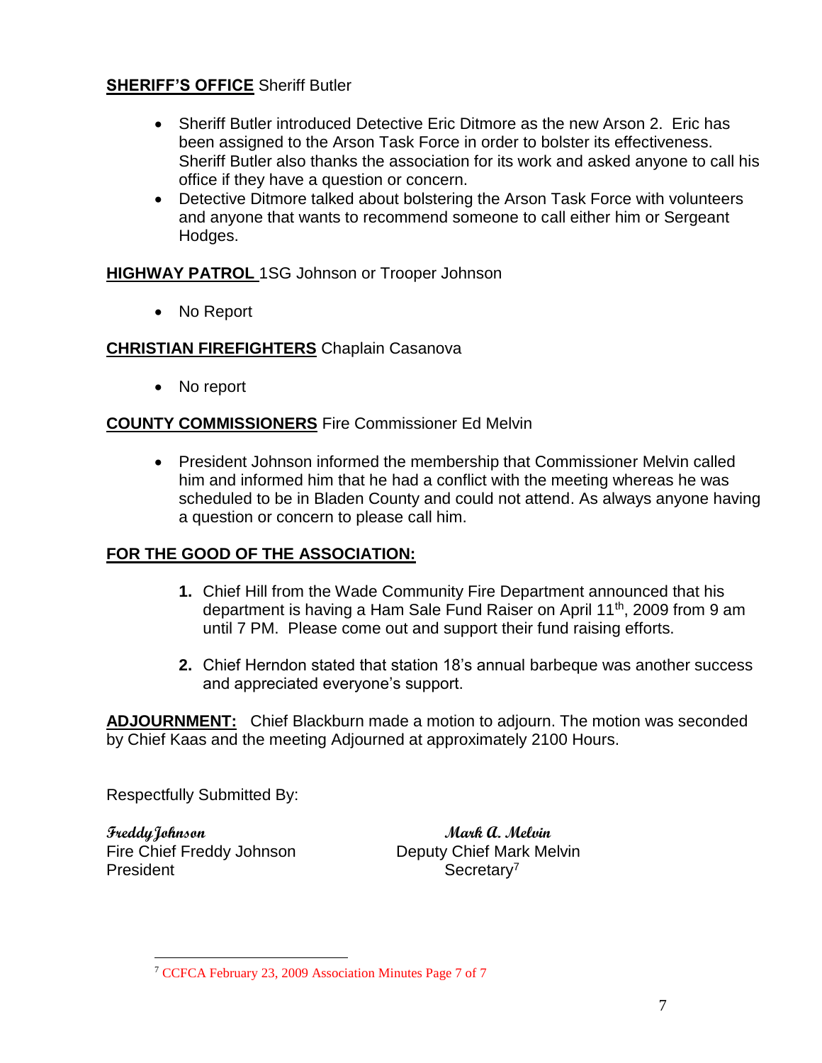**SHERIFF'S OFFICE** Sheriff Butler

- Sheriff Butler introduced Detective Eric Ditmore as the new Arson 2. Eric has been assigned to the Arson Task Force in order to bolster its effectiveness. Sheriff Butler also thanks the association for its work and asked anyone to call his office if they have a question or concern.
- Detective Ditmore talked about bolstering the Arson Task Force with volunteers and anyone that wants to recommend someone to call either him or Sergeant Hodges.

**HIGHWAY PATROL** 1SG Johnson or Trooper Johnson

- No Report

**CHRISTIAN FIREFIGHTERS** Chaplain Casanova

- No report

**COUNTY COMMISSIONERS** Fire Commissioner Ed Melvin

- President Johnson informed the membership that Commissioner Melvin called him and informed him that he had a conflict with the meeting whereas he was scheduled to be in Bladen County and could not attend. As always anyone having a question or concern to please call him.

**FOR THE GOOD OF THE ASSOCIATION:**

1. Chief Hill from the Wade Community Fire Department announced that his department is having a Ham Sale Fund Raiser on April 11th, 2009 from 9 am until 7 PM. Please come out and support their fund raising efforts.

2. Chief Herndon stated that station 18's annual barbeque was another success and appreciated everyone's support.

**ADJOURNMENT:** Chief Blackburn made a motion to adjourn. The motion was seconded by Chief Kaas and the meeting Adjourned at approximately 2100 Hours.

Respectfully Submitted By:

*Freddy Johnson*
Fire Chief Freddy Johnson
President

*Mark A. Melvin*
Deputy Chief Mark Melvin
Secretary[7]

[7] CCFCA February 23, 2009 Association Minutes Page 7 of 7